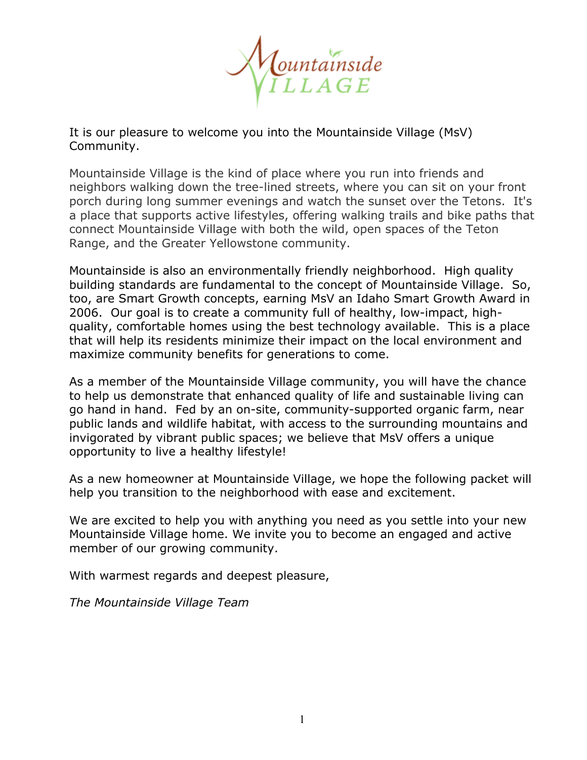# Mountainside Village

It is our pleasure to welcome you into the Mountainside Village (MsV) Community.

Mountainside Village is the kind of place where you run into friends and neighbors walking down the tree-lined streets, where you can sit on your front porch during long summer evenings and watch the sunset over the Tetons. It's a place that supports active lifestyles, offering walking trails and bike paths that connect Mountainside Village with both the wild, open spaces of the Teton Range, and the Greater Yellowstone community.

Mountainside is also an environmentally friendly neighborhood. High quality building standards are fundamental to the concept of Mountainside Village. So, too, are Smart Growth concepts, earning MsV an Idaho Smart Growth Award in 2006. Our goal is to create a community full of healthy, low-impact, high-quality, comfortable homes using the best technology available. This is a place that will help its residents minimize their impact on the local environment and maximize community benefits for generations to come.

As a member of the Mountainside Village community, you will have the chance to help us demonstrate that enhanced quality of life and sustainable living can go hand in hand. Fed by an on-site, community-supported organic farm, near public lands and wildlife habitat, with access to the surrounding mountains and invigorated by vibrant public spaces; we believe that MsV offers a unique opportunity to live a healthy lifestyle!

As a new homeowner at Mountainside Village, we hope the following packet will help you transition to the neighborhood with ease and excitement.

We are excited to help you with anything you need as you settle into your new Mountainside Village home. We invite you to become an engaged and active member of our growing community.

With warmest regards and deepest pleasure,

*The Mountainside Village Team*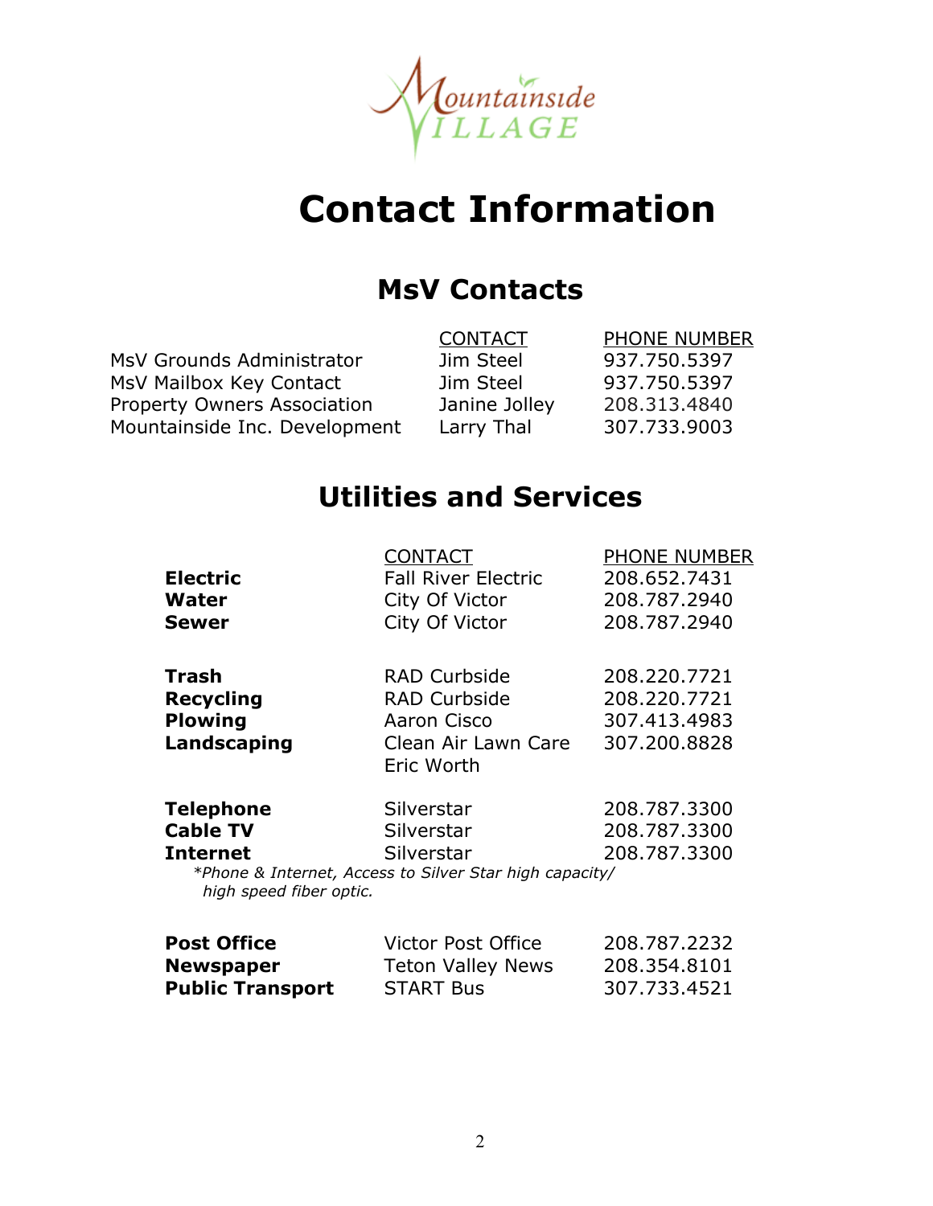Mountainside VILLAGE

# Contact Information

## MsV Contacts

| | CONTACT | PHONE NUMBER |
|---|---|---|
| MsV Grounds Administrator | Jim Steel | 937.750.5397 |
| MsV Mailbox Key Contact | Jim Steel | 937.750.5397 |
| Property Owners Association | Janine Jolley | 208.313.4840 |
| Mountainside Inc. Development | Larry Thal | 307.733.9003 |

## Utilities and Services

| | CONTACT | PHONE NUMBER |
|---|---|---|
| **Electric** | Fall River Electric | 208.652.7431 |
| **Water** | City Of Victor | 208.787.2940 |
| **Sewer** | City Of Victor | 208.787.2940 |
| **Trash** | RAD Curbside | 208.220.7721 |
| **Recycling** | RAD Curbside | 208.220.7721 |
| **Plowing** | Aaron Cisco | 307.413.4983 |
| **Landscaping** | Clean Air Lawn Care Eric Worth | 307.200.8828 |
| **Telephone** | Silverstar | 208.787.3300 |
| **Cable TV** | Silverstar | 208.787.3300 |
| **Internet** | Silverstar | 208.787.3300 |

*\*Phone & Internet, Access to Silver Star high capacity/ high speed fiber optic.*

| | | |
|---|---|---|
| **Post Office** | Victor Post Office | 208.787.2232 |
| **Newspaper** | Teton Valley News | 208.354.8101 |
| **Public Transport** | START Bus | 307.733.4521 |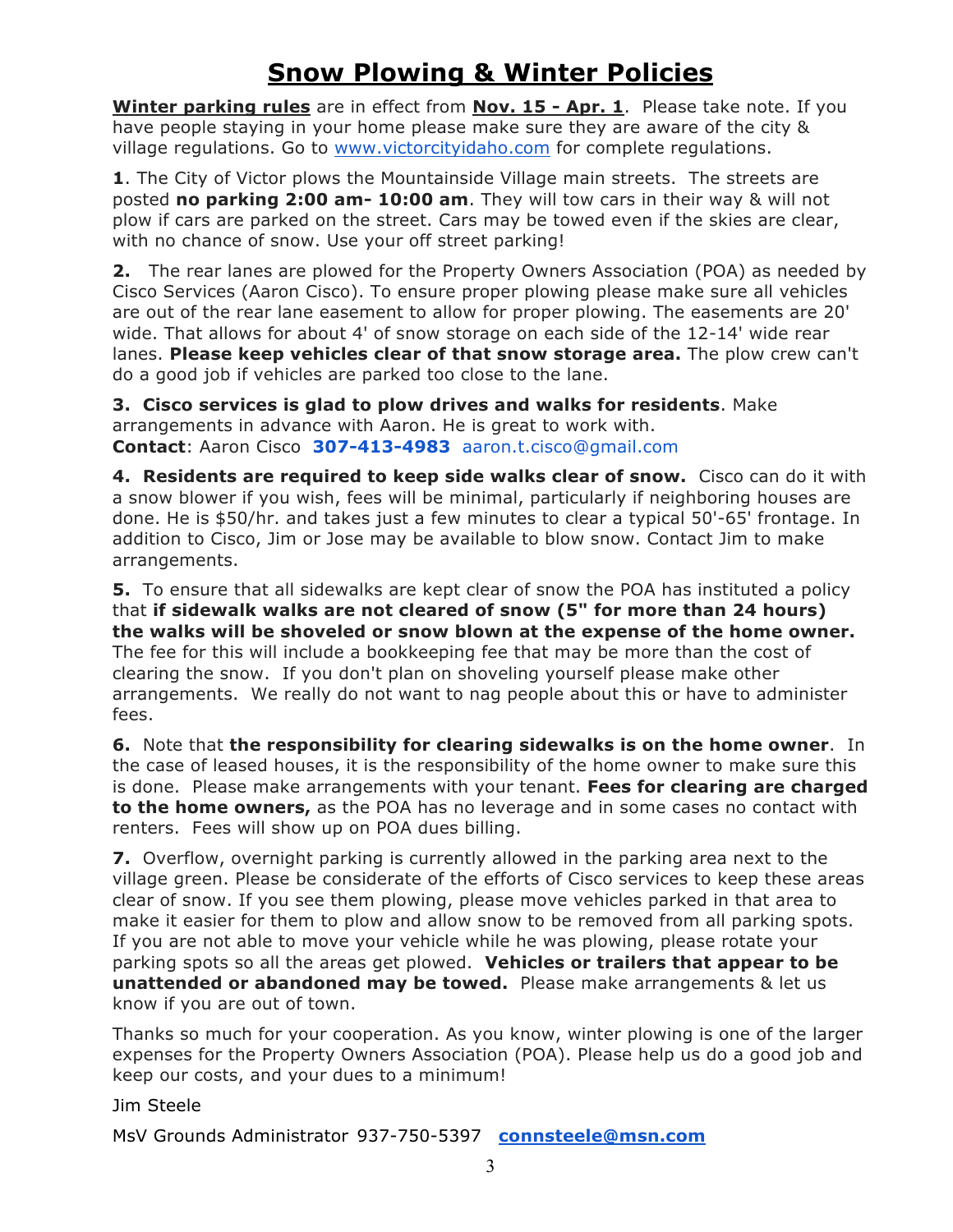# Snow Plowing & Winter Policies

**Winter parking rules** are in effect from **Nov. 15 - Apr. 1**. Please take note. If you have people staying in your home please make sure they are aware of the city & village regulations. Go to www.victorcityidaho.com for complete regulations.

**1**. The City of Victor plows the Mountainside Village main streets. The streets are posted **no parking 2:00 am- 10:00 am**. They will tow cars in their way & will not plow if cars are parked on the street. Cars may be towed even if the skies are clear, with no chance of snow. Use your off street parking!

**2.** The rear lanes are plowed for the Property Owners Association (POA) as needed by Cisco Services (Aaron Cisco). To ensure proper plowing please make sure all vehicles are out of the rear lane easement to allow for proper plowing. The easements are 20' wide. That allows for about 4' of snow storage on each side of the 12-14' wide rear lanes. **Please keep vehicles clear of that snow storage area.** The plow crew can't do a good job if vehicles are parked too close to the lane.

**3. Cisco services is glad to plow drives and walks for residents**. Make arrangements in advance with Aaron. He is great to work with.
**Contact**: Aaron Cisco **307-413-4983** aaron.t.cisco@gmail.com

**4. Residents are required to keep side walks clear of snow.** Cisco can do it with a snow blower if you wish, fees will be minimal, particularly if neighboring houses are done. He is $50/hr. and takes just a few minutes to clear a typical 50'-65' frontage. In addition to Cisco, Jim or Jose may be available to blow snow. Contact Jim to make arrangements.

**5.** To ensure that all sidewalks are kept clear of snow the POA has instituted a policy that **if sidewalk walks are not cleared of snow (5" for more than 24 hours) the walks will be shoveled or snow blown at the expense of the home owner.** The fee for this will include a bookkeeping fee that may be more than the cost of clearing the snow. If you don't plan on shoveling yourself please make other arrangements. We really do not want to nag people about this or have to administer fees.

**6.** Note that **the responsibility for clearing sidewalks is on the home owner**. In the case of leased houses, it is the responsibility of the home owner to make sure this is done. Please make arrangements with your tenant. **Fees for clearing are charged to the home owners,** as the POA has no leverage and in some cases no contact with renters. Fees will show up on POA dues billing.

**7.** Overflow, overnight parking is currently allowed in the parking area next to the village green. Please be considerate of the efforts of Cisco services to keep these areas clear of snow. If you see them plowing, please move vehicles parked in that area to make it easier for them to plow and allow snow to be removed from all parking spots. If you are not able to move your vehicle while he was plowing, please rotate your parking spots so all the areas get plowed. **Vehicles or trailers that appear to be unattended or abandoned may be towed.** Please make arrangements & let us know if you are out of town.

Thanks so much for your cooperation. As you know, winter plowing is one of the larger expenses for the Property Owners Association (POA). Please help us do a good job and keep our costs, and your dues to a minimum!

Jim Steele

MsV Grounds Administrator 937-750-5397 **connsteele@msn.com**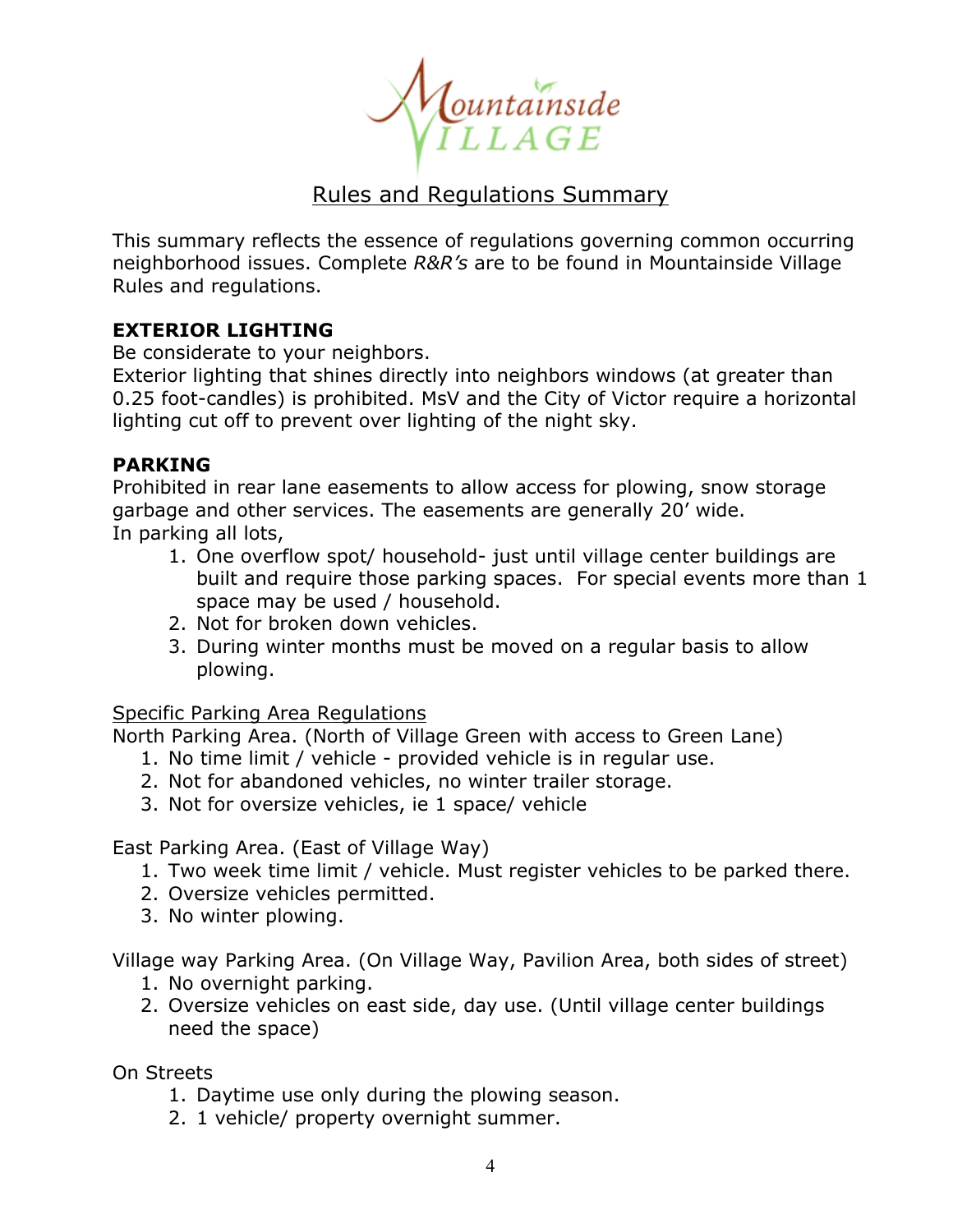# Rules and Regulations Summary

This summary reflects the essence of regulations governing common occurring neighborhood issues. Complete *R&R's* are to be found in Mountainside Village Rules and regulations.

**EXTERIOR LIGHTING**

Be considerate to your neighbors.
Exterior lighting that shines directly into neighbors windows (at greater than 0.25 foot-candles) is prohibited. MsV and the City of Victor require a horizontal lighting cut off to prevent over lighting of the night sky.

**PARKING**

Prohibited in rear lane easements to allow access for plowing, snow storage garbage and other services. The easements are generally 20' wide.
In parking all lots,

1. One overflow spot/ household- just until village center buildings are built and require those parking spaces. For special events more than 1 space may be used / household.
2. Not for broken down vehicles.
3. During winter months must be moved on a regular basis to allow plowing.

Specific Parking Area Regulations

North Parking Area. (North of Village Green with access to Green Lane)

1. No time limit / vehicle - provided vehicle is in regular use.
2. Not for abandoned vehicles, no winter trailer storage.
3. Not for oversize vehicles, ie 1 space/ vehicle

East Parking Area. (East of Village Way)

1. Two week time limit / vehicle. Must register vehicles to be parked there.
2. Oversize vehicles permitted.
3. No winter plowing.

Village way Parking Area. (On Village Way, Pavilion Area, both sides of street)

1. No overnight parking.
2. Oversize vehicles on east side, day use. (Until village center buildings need the space)

On Streets

1. Daytime use only during the plowing season.
2. 1 vehicle/ property overnight summer.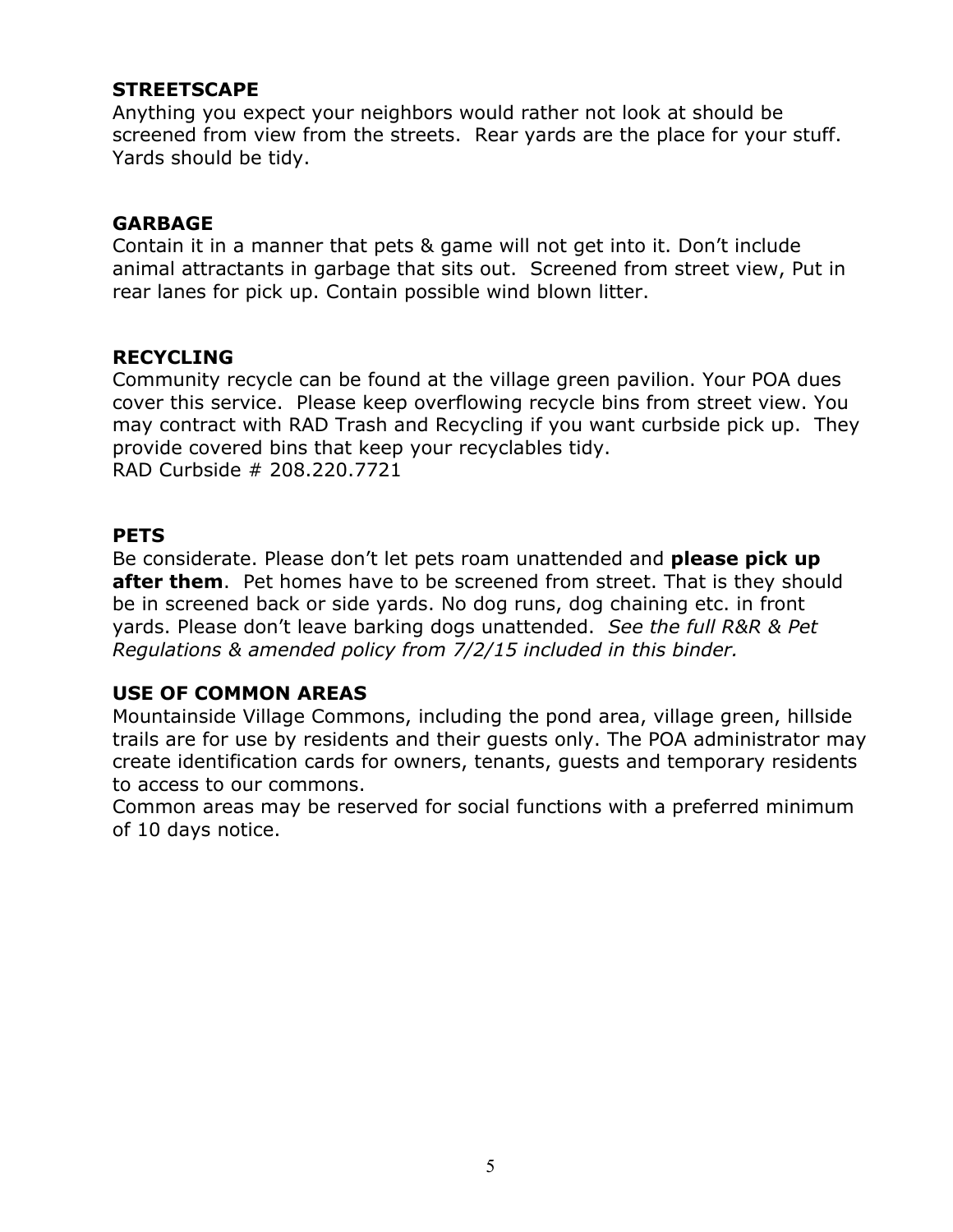## STREETSCAPE

Anything you expect your neighbors would rather not look at should be screened from view from the streets. Rear yards are the place for your stuff. Yards should be tidy.

## GARBAGE

Contain it in a manner that pets & game will not get into it. Don't include animal attractants in garbage that sits out. Screened from street view, Put in rear lanes for pick up. Contain possible wind blown litter.

## RECYCLING

Community recycle can be found at the village green pavilion. Your POA dues cover this service. Please keep overflowing recycle bins from street view. You may contract with RAD Trash and Recycling if you want curbside pick up. They provide covered bins that keep your recyclables tidy.
RAD Curbside # 208.220.7721

## PETS

Be considerate. Please don't let pets roam unattended and **please pick up after them**. Pet homes have to be screened from street. That is they should be in screened back or side yards. No dog runs, dog chaining etc. in front yards. Please don't leave barking dogs unattended. *See the full R&R & Pet Regulations & amended policy from 7/2/15 included in this binder.*

## USE OF COMMON AREAS

Mountainside Village Commons, including the pond area, village green, hillside trails are for use by residents and their guests only. The POA administrator may create identification cards for owners, tenants, guests and temporary residents to access to our commons.
Common areas may be reserved for social functions with a preferred minimum of 10 days notice.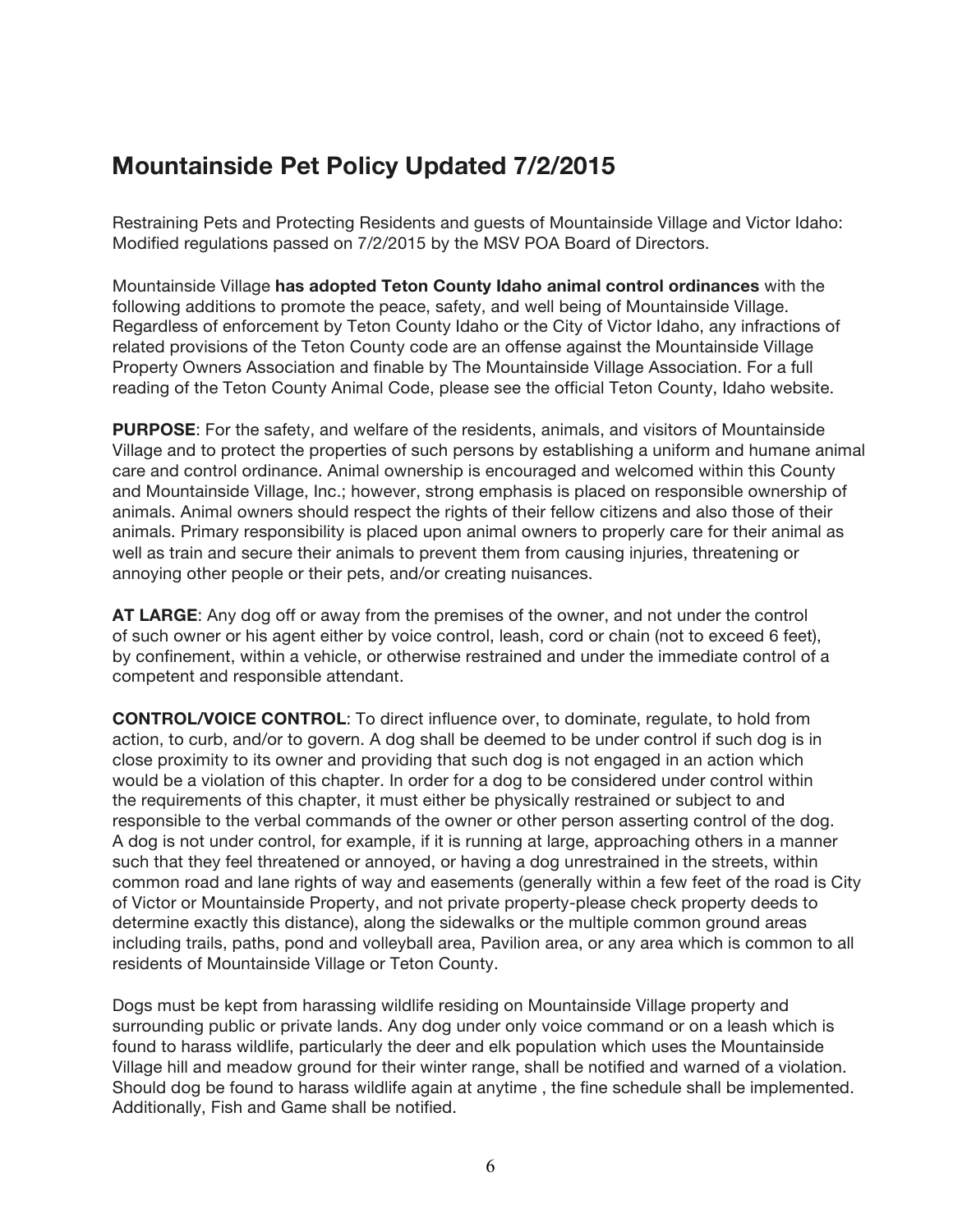## Mountainside Pet Policy Updated 7/2/2015

Restraining Pets and Protecting Residents and guests of Mountainside Village and Victor Idaho: Modified regulations passed on 7/2/2015 by the MSV POA Board of Directors.

Mountainside Village **has adopted Teton County Idaho animal control ordinances** with the following additions to promote the peace, safety, and well being of Mountainside Village. Regardless of enforcement by Teton County Idaho or the City of Victor Idaho, any infractions of related provisions of the Teton County code are an offense against the Mountainside Village Property Owners Association and finable by The Mountainside Village Association. For a full reading of the Teton County Animal Code, please see the official Teton County, Idaho website.

**PURPOSE**: For the safety, and welfare of the residents, animals, and visitors of Mountainside Village and to protect the properties of such persons by establishing a uniform and humane animal care and control ordinance. Animal ownership is encouraged and welcomed within this County and Mountainside Village, Inc.; however, strong emphasis is placed on responsible ownership of animals. Animal owners should respect the rights of their fellow citizens and also those of their animals. Primary responsibility is placed upon animal owners to properly care for their animal as well as train and secure their animals to prevent them from causing injuries, threatening or annoying other people or their pets, and/or creating nuisances.

**AT LARGE**: Any dog off or away from the premises of the owner, and not under the control of such owner or his agent either by voice control, leash, cord or chain (not to exceed 6 feet), by confinement, within a vehicle, or otherwise restrained and under the immediate control of a competent and responsible attendant.

**CONTROL/VOICE CONTROL**: To direct influence over, to dominate, regulate, to hold from action, to curb, and/or to govern. A dog shall be deemed to be under control if such dog is in close proximity to its owner and providing that such dog is not engaged in an action which would be a violation of this chapter. In order for a dog to be considered under control within the requirements of this chapter, it must either be physically restrained or subject to and responsible to the verbal commands of the owner or other person asserting control of the dog. A dog is not under control, for example, if it is running at large, approaching others in a manner such that they feel threatened or annoyed, or having a dog unrestrained in the streets, within common road and lane rights of way and easements (generally within a few feet of the road is City of Victor or Mountainside Property, and not private property-please check property deeds to determine exactly this distance), along the sidewalks or the multiple common ground areas including trails, paths, pond and volleyball area, Pavilion area, or any area which is common to all residents of Mountainside Village or Teton County.

Dogs must be kept from harassing wildlife residing on Mountainside Village property and surrounding public or private lands. Any dog under only voice command or on a leash which is found to harass wildlife, particularly the deer and elk population which uses the Mountainside Village hill and meadow ground for their winter range, shall be notified and warned of a violation. Should dog be found to harass wildlife again at anytime , the fine schedule shall be implemented. Additionally, Fish and Game shall be notified.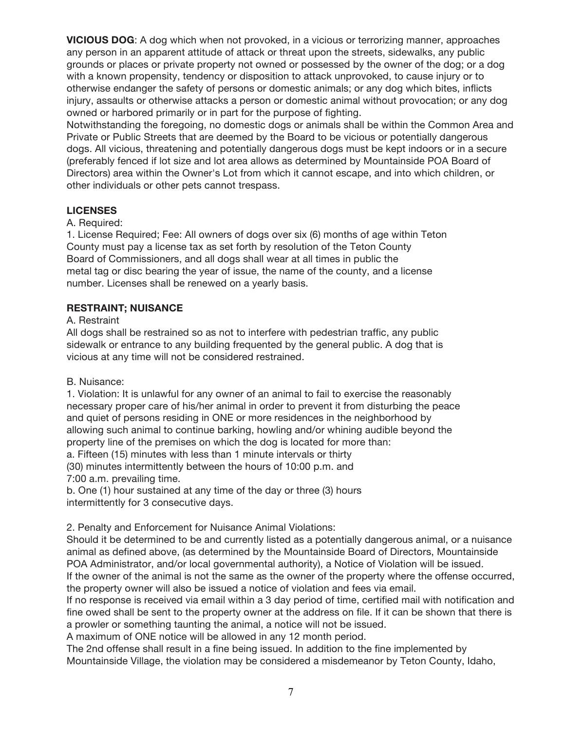**VICIOUS DOG**: A dog which when not provoked, in a vicious or terrorizing manner, approaches any person in an apparent attitude of attack or threat upon the streets, sidewalks, any public grounds or places or private property not owned or possessed by the owner of the dog; or a dog with a known propensity, tendency or disposition to attack unprovoked, to cause injury or to otherwise endanger the safety of persons or domestic animals; or any dog which bites, inflicts injury, assaults or otherwise attacks a person or domestic animal without provocation; or any dog owned or harbored primarily or in part for the purpose of fighting.
Notwithstanding the foregoing, no domestic dogs or animals shall be within the Common Area and Private or Public Streets that are deemed by the Board to be vicious or potentially dangerous dogs. All vicious, threatening and potentially dangerous dogs must be kept indoors or in a secure (preferably fenced if lot size and lot area allows as determined by Mountainside POA Board of Directors) area within the Owner's Lot from which it cannot escape, and into which children, or other individuals or other pets cannot trespass.

**LICENSES**

A. Required:

1. License Required; Fee: All owners of dogs over six (6) months of age within Teton County must pay a license tax as set forth by resolution of the Teton County Board of Commissioners, and all dogs shall wear at all times in public the metal tag or disc bearing the year of issue, the name of the county, and a license number. Licenses shall be renewed on a yearly basis.

**RESTRAINT; NUISANCE**

A. Restraint

All dogs shall be restrained so as not to interfere with pedestrian traffic, any public sidewalk or entrance to any building frequented by the general public. A dog that is vicious at any time will not be considered restrained.

B. Nuisance:

1. Violation: It is unlawful for any owner of an animal to fail to exercise the reasonably necessary proper care of his/her animal in order to prevent it from disturbing the peace and quiet of persons residing in ONE or more residences in the neighborhood by allowing such animal to continue barking, howling and/or whining audible beyond the property line of the premises on which the dog is located for more than:

a. Fifteen (15) minutes with less than 1 minute intervals or thirty (30) minutes intermittently between the hours of 10:00 p.m. and 7:00 a.m. prevailing time.

b. One (1) hour sustained at any time of the day or three (3) hours intermittently for 3 consecutive days.

2. Penalty and Enforcement for Nuisance Animal Violations:

Should it be determined to be and currently listed as a potentially dangerous animal, or a nuisance animal as defined above, (as determined by the Mountainside Board of Directors, Mountainside POA Administrator, and/or local governmental authority), a Notice of Violation will be issued.
If the owner of the animal is not the same as the owner of the property where the offense occurred, the property owner will also be issued a notice of violation and fees via email.
If no response is received via email within a 3 day period of time, certified mail with notification and fine owed shall be sent to the property owner at the address on file. If it can be shown that there is a prowler or something taunting the animal, a notice will not be issued.
A maximum of ONE notice will be allowed in any 12 month period.
The 2nd offense shall result in a fine being issued. In addition to the fine implemented by Mountainside Village, the violation may be considered a misdemeanor by Teton County, Idaho,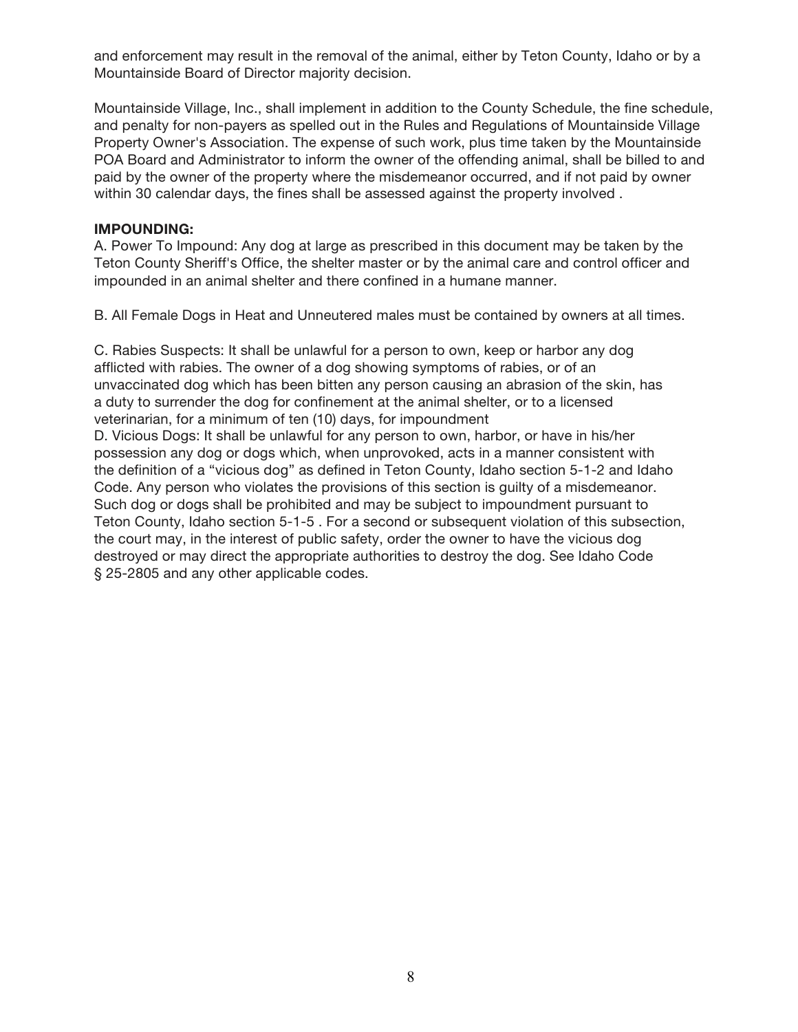and enforcement may result in the removal of the animal, either by Teton County, Idaho or by a Mountainside Board of Director majority decision.

Mountainside Village, Inc., shall implement in addition to the County Schedule, the fine schedule, and penalty for non-payers as spelled out in the Rules and Regulations of Mountainside Village Property Owner's Association. The expense of such work, plus time taken by the Mountainside POA Board and Administrator to inform the owner of the offending animal, shall be billed to and paid by the owner of the property where the misdemeanor occurred, and if not paid by owner within 30 calendar days, the fines shall be assessed against the property involved .

**IMPOUNDING:**

A. Power To Impound: Any dog at large as prescribed in this document may be taken by the Teton County Sheriff's Office, the shelter master or by the animal care and control officer and impounded in an animal shelter and there confined in a humane manner.

B. All Female Dogs in Heat and Unneutered males must be contained by owners at all times.

C. Rabies Suspects: It shall be unlawful for a person to own, keep or harbor any dog afflicted with rabies. The owner of a dog showing symptoms of rabies, or of an unvaccinated dog which has been bitten any person causing an abrasion of the skin, has a duty to surrender the dog for confinement at the animal shelter, or to a licensed veterinarian, for a minimum of ten (10) days, for impoundment

D. Vicious Dogs: It shall be unlawful for any person to own, harbor, or have in his/her possession any dog or dogs which, when unprovoked, acts in a manner consistent with the definition of a "vicious dog" as defined in Teton County, Idaho section 5-1-2 and Idaho Code. Any person who violates the provisions of this section is guilty of a misdemeanor. Such dog or dogs shall be prohibited and may be subject to impoundment pursuant to Teton County, Idaho section 5-1-5 . For a second or subsequent violation of this subsection, the court may, in the interest of public safety, order the owner to have the vicious dog destroyed or may direct the appropriate authorities to destroy the dog. See Idaho Code § 25-2805 and any other applicable codes.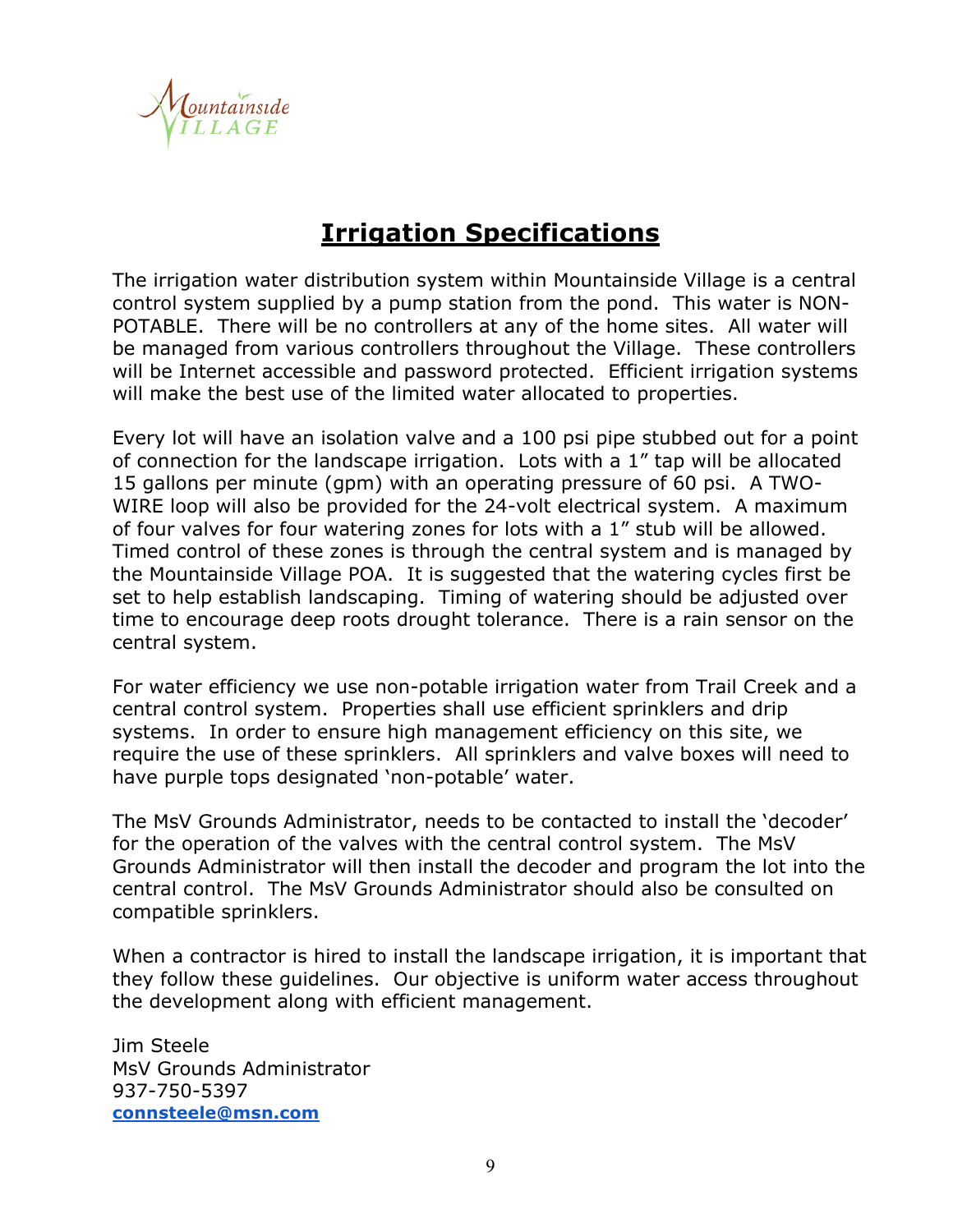Mountainside VILLAGE

# Irrigation Specifications

The irrigation water distribution system within Mountainside Village is a central control system supplied by a pump station from the pond. This water is NON-POTABLE. There will be no controllers at any of the home sites. All water will be managed from various controllers throughout the Village. These controllers will be Internet accessible and password protected. Efficient irrigation systems will make the best use of the limited water allocated to properties.

Every lot will have an isolation valve and a 100 psi pipe stubbed out for a point of connection for the landscape irrigation. Lots with a 1" tap will be allocated 15 gallons per minute (gpm) with an operating pressure of 60 psi. A TWO-WIRE loop will also be provided for the 24-volt electrical system. A maximum of four valves for four watering zones for lots with a 1" stub will be allowed. Timed control of these zones is through the central system and is managed by the Mountainside Village POA. It is suggested that the watering cycles first be set to help establish landscaping. Timing of watering should be adjusted over time to encourage deep roots drought tolerance. There is a rain sensor on the central system.

For water efficiency we use non-potable irrigation water from Trail Creek and a central control system. Properties shall use efficient sprinklers and drip systems. In order to ensure high management efficiency on this site, we require the use of these sprinklers. All sprinklers and valve boxes will need to have purple tops designated 'non-potable' water.

The MsV Grounds Administrator, needs to be contacted to install the 'decoder' for the operation of the valves with the central control system. The MsV Grounds Administrator will then install the decoder and program the lot into the central control. The MsV Grounds Administrator should also be consulted on compatible sprinklers.

When a contractor is hired to install the landscape irrigation, it is important that they follow these guidelines. Our objective is uniform water access throughout the development along with efficient management.

Jim Steele
MsV Grounds Administrator
937-750-5397
**connsteele@msn.com**